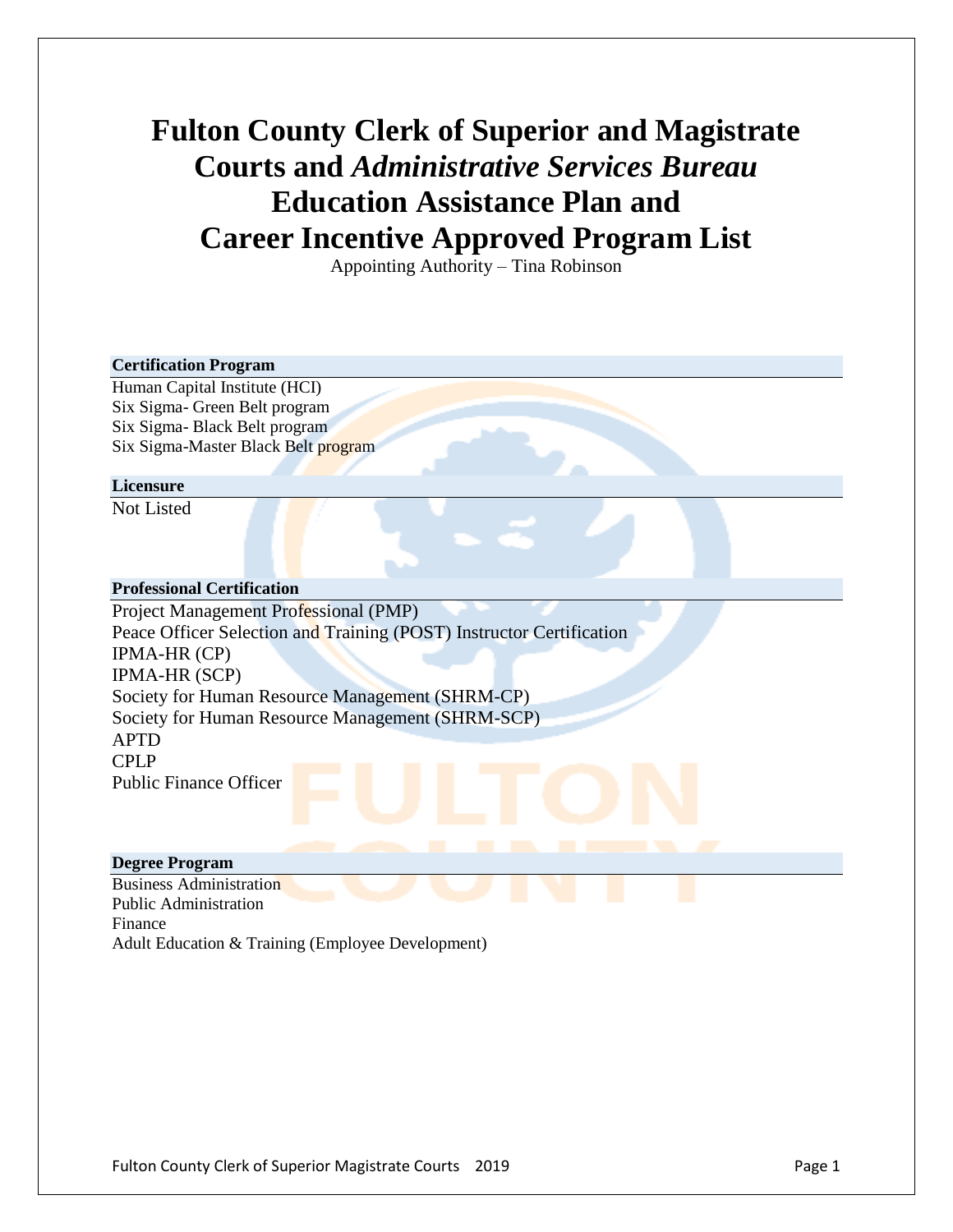# Fulton County Clerk of Superior and Magistrate Courts and *Administrative Services Bureau* Education Assistance Plan and Career Incentive Approved Program List

Appointing Authority – Tina Robinson

**Certification Program**

Human Capital Institute (HCI)
Six Sigma- Green Belt program
Six Sigma- Black Belt program
Six Sigma-Master Black Belt program

**Licensure**

Not Listed

**Professional Certification**

Project Management Professional (PMP)
Peace Officer Selection and Training (POST) Instructor Certification
IPMA-HR (CP)
IPMA-HR (SCP)
Society for Human Resource Management (SHRM-CP)
Society for Human Resource Management (SHRM-SCP)
APTD
CPLP
Public Finance Officer

**Degree Program**

Business Administration
Public Administration
Finance
Adult Education & Training (Employee Development)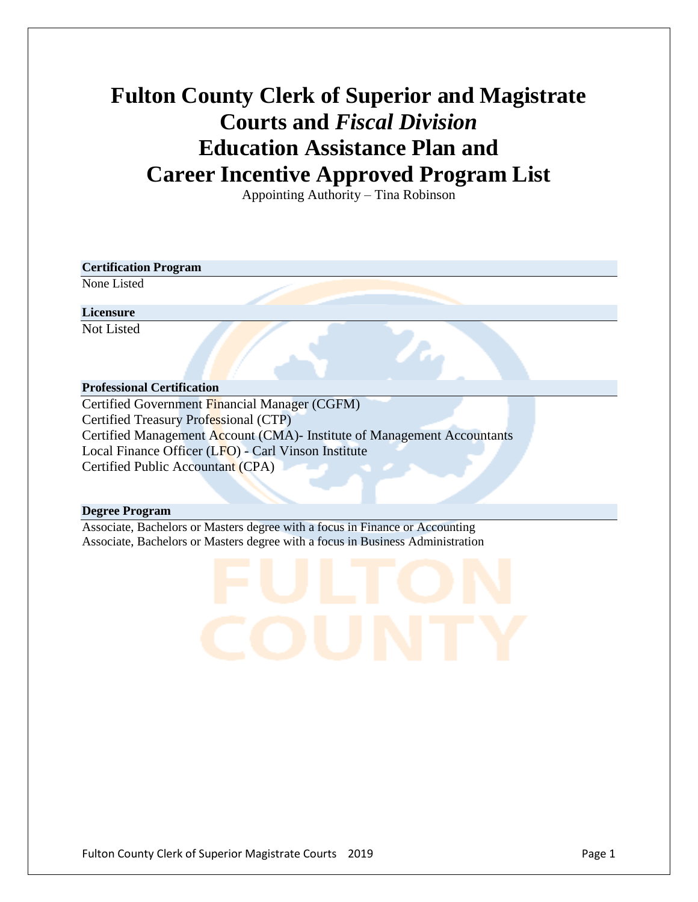# Fulton County Clerk of Superior and Magistrate Courts and *Fiscal Division* Education Assistance Plan and Career Incentive Approved Program List

Appointing Authority – Tina Robinson

**Certification Program**

None Listed

**Licensure**

Not Listed

**Professional Certification**

Certified Government Financial Manager (CGFM)
Certified Treasury Professional (CTP)
Certified Management Account (CMA)- Institute of Management Accountants
Local Finance Officer (LFO) - Carl Vinson Institute
Certified Public Accountant (CPA)

**Degree Program**

Associate, Bachelors or Masters degree with a focus in Finance or Accounting
Associate, Bachelors or Masters degree with a focus in Business Administration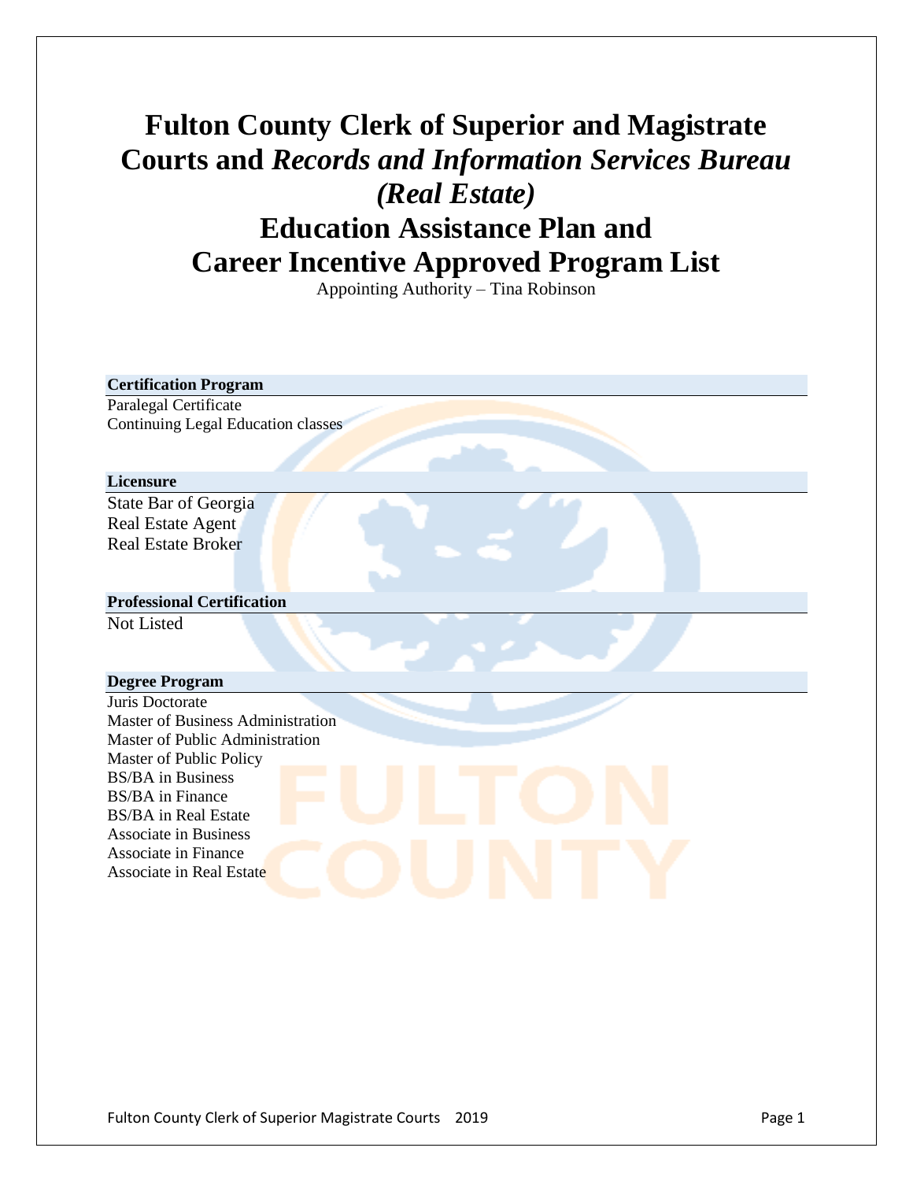# Fulton County Clerk of Superior and Magistrate Courts and *Records and Information Services Bureau (Real Estate)*

# Education Assistance Plan and Career Incentive Approved Program List

Appointing Authority – Tina Robinson

**Certification Program**

Paralegal Certificate
Continuing Legal Education classes

**Licensure**

State Bar of Georgia
Real Estate Agent
Real Estate Broker

**Professional Certification**

Not Listed

**Degree Program**

Juris Doctorate
Master of Business Administration
Master of Public Administration
Master of Public Policy
BS/BA in Business
BS/BA in Finance
BS/BA in Real Estate
Associate in Business
Associate in Finance
Associate in Real Estate